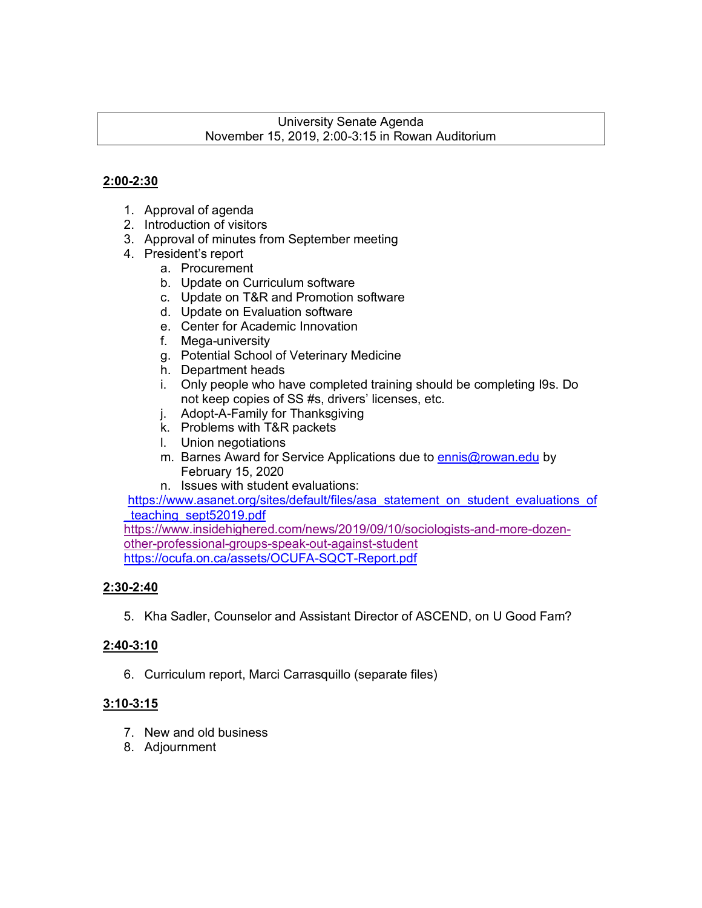University Senate Agenda
November 15, 2019, 2:00-3:15 in Rowan Auditorium

**2:00-2:30**

1. Approval of agenda
2. Introduction of visitors
3. Approval of minutes from September meeting
4. President's report
   a. Procurement
   b. Update on Curriculum software
   c. Update on T&R and Promotion software
   d. Update on Evaluation software
   e. Center for Academic Innovation
   f. Mega-university
   g. Potential School of Veterinary Medicine
   h. Department heads
   i. Only people who have completed training should be completing I9s. Do not keep copies of SS #s, drivers' licenses, etc.
   j. Adopt-A-Family for Thanksgiving
   k. Problems with T&R packets
   l. Union negotiations
   m. Barnes Award for Service Applications due to ennis@rowan.edu by February 15, 2020
   n. Issues with student evaluations:

   https://www.asanet.org/sites/default/files/asa_statement_on_student_evaluations_of_teaching_sept52019.pdf
   https://www.insidehighered.com/news/2019/09/10/sociologists-and-more-dozen-other-professional-groups-speak-out-against-student
   https://ocufa.on.ca/assets/OCUFA-SQCT-Report.pdf

**2:30-2:40**

5. Kha Sadler, Counselor and Assistant Director of ASCEND, on U Good Fam?

**2:40-3:10**

6. Curriculum report, Marci Carrasquillo (separate files)

**3:10-3:15**

7. New and old business
8. Adjournment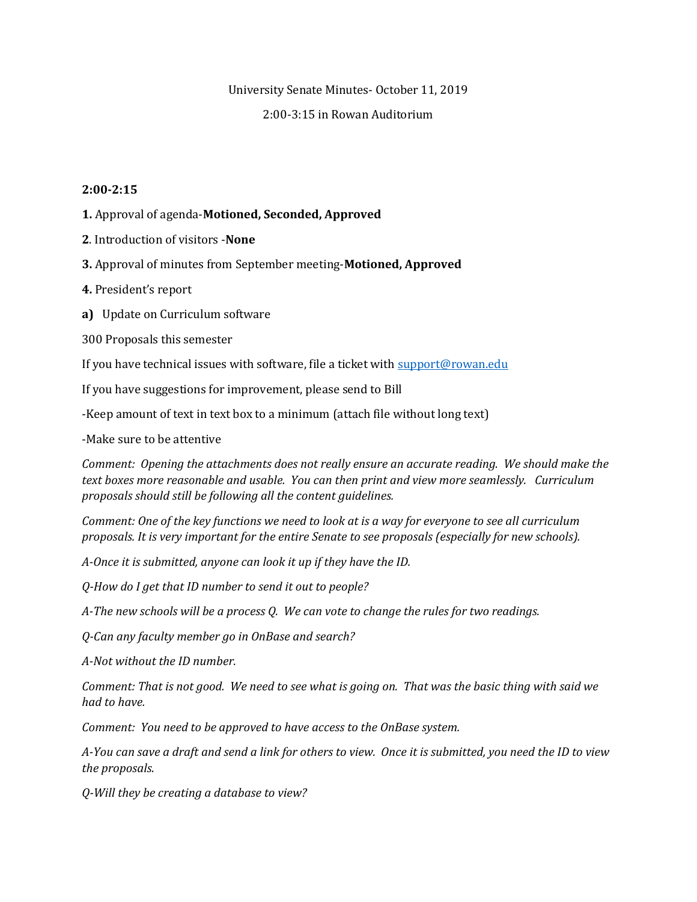University Senate Minutes- October 11, 2019

2:00-3:15 in Rowan Auditorium

**2:00-2:15**

**1.** Approval of agenda-**Motioned, Seconded, Approved**

**2**. Introduction of visitors -**None**

**3.** Approval of minutes from September meeting-**Motioned, Approved**

**4.** President's report

**a)** Update on Curriculum software

300 Proposals this semester

If you have technical issues with software, file a ticket with support@rowan.edu

If you have suggestions for improvement, please send to Bill

-Keep amount of text in text box to a minimum (attach file without long text)

-Make sure to be attentive

*Comment: Opening the attachments does not really ensure an accurate reading. We should make the text boxes more reasonable and usable. You can then print and view more seamlessly. Curriculum proposals should still be following all the content guidelines.*

*Comment: One of the key functions we need to look at is a way for everyone to see all curriculum proposals. It is very important for the entire Senate to see proposals (especially for new schools).*

*A-Once it is submitted, anyone can look it up if they have the ID.*

*Q-How do I get that ID number to send it out to people?*

*A-The new schools will be a process Q. We can vote to change the rules for two readings.*

*Q-Can any faculty member go in OnBase and search?*

*A-Not without the ID number.*

*Comment: That is not good. We need to see what is going on. That was the basic thing with said we had to have.*

*Comment: You need to be approved to have access to the OnBase system.*

*A-You can save a draft and send a link for others to view. Once it is submitted, you need the ID to view the proposals.*

*Q-Will they be creating a database to view?*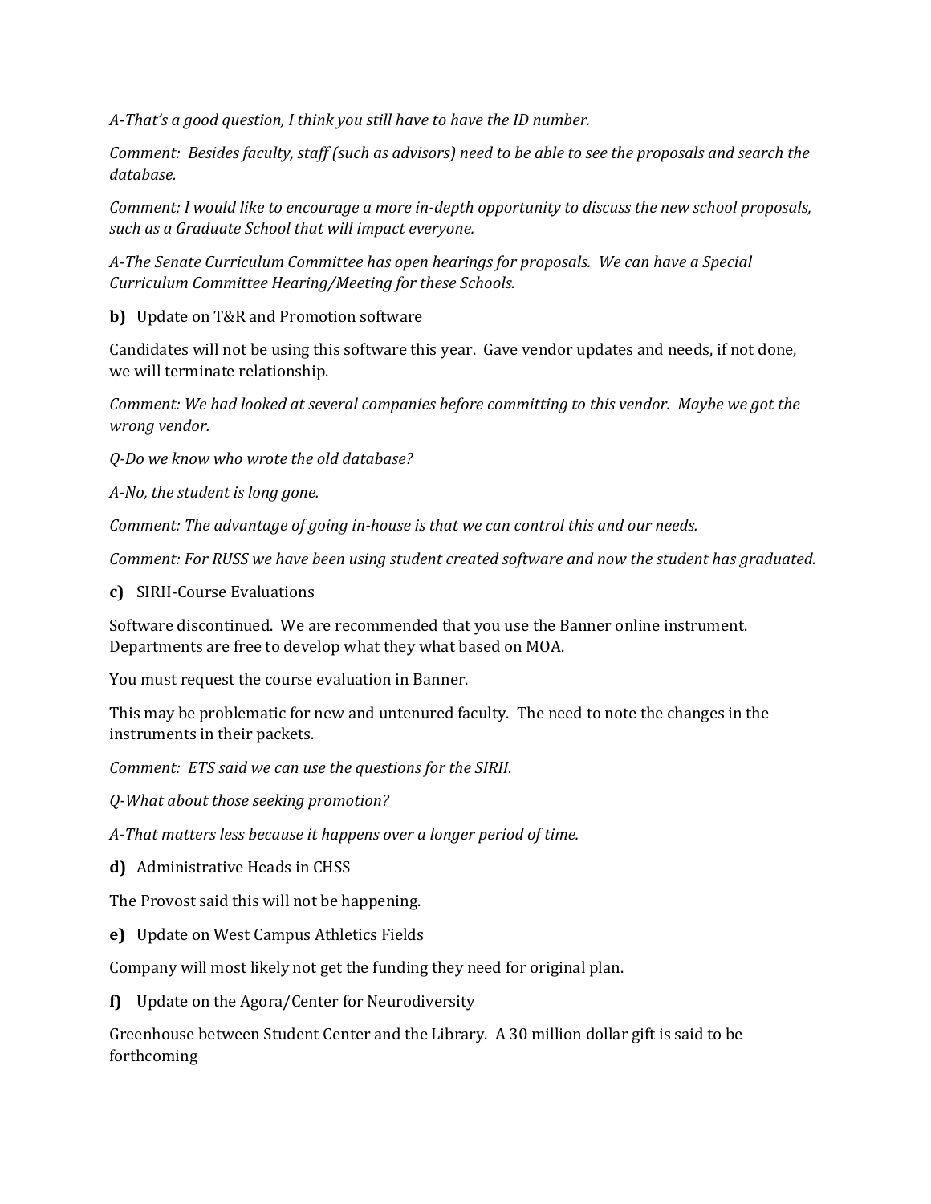*A-That's a good question, I think you still have to have the ID number.*

*Comment: Besides faculty, staff (such as advisors) need to be able to see the proposals and search the database.*

*Comment: I would like to encourage a more in-depth opportunity to discuss the new school proposals, such as a Graduate School that will impact everyone.*

*A-The Senate Curriculum Committee has open hearings for proposals. We can have a Special Curriculum Committee Hearing/Meeting for these Schools.*

**b)** Update on T&R and Promotion software

Candidates will not be using this software this year. Gave vendor updates and needs, if not done, we will terminate relationship.

*Comment: We had looked at several companies before committing to this vendor. Maybe we got the wrong vendor.*

*Q-Do we know who wrote the old database?*

*A-No, the student is long gone.*

*Comment: The advantage of going in-house is that we can control this and our needs.*

*Comment: For RUSS we have been using student created software and now the student has graduated.*

**c)** SIRII-Course Evaluations

Software discontinued. We are recommended that you use the Banner online instrument. Departments are free to develop what they what based on MOA.

You must request the course evaluation in Banner.

This may be problematic for new and untenured faculty. The need to note the changes in the instruments in their packets.

*Comment: ETS said we can use the questions for the SIRII.*

*Q-What about those seeking promotion?*

*A-That matters less because it happens over a longer period of time.*

**d)** Administrative Heads in CHSS

The Provost said this will not be happening.

**e)** Update on West Campus Athletics Fields

Company will most likely not get the funding they need for original plan.

**f)** Update on the Agora/Center for Neurodiversity

Greenhouse between Student Center and the Library. A 30 million dollar gift is said to be forthcoming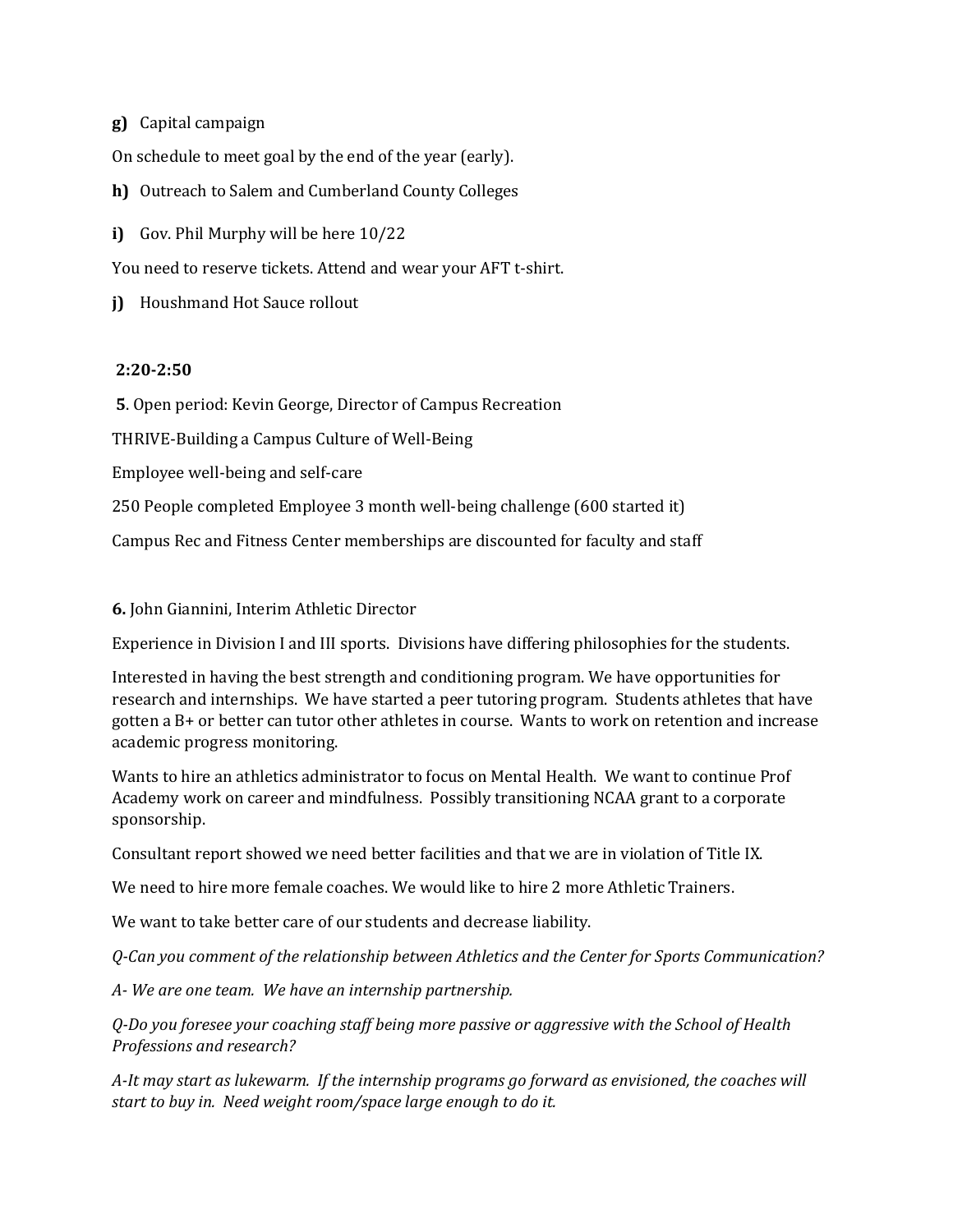**g)** Capital campaign

On schedule to meet goal by the end of the year (early).

**h)** Outreach to Salem and Cumberland County Colleges

**i)** Gov. Phil Murphy will be here 10/22

You need to reserve tickets. Attend and wear your AFT t-shirt.

**j)** Houshmand Hot Sauce rollout

**2:20-2:50**

**5**. Open period: Kevin George, Director of Campus Recreation

THRIVE-Building a Campus Culture of Well-Being

Employee well-being and self-care

250 People completed Employee 3 month well-being challenge (600 started it)

Campus Rec and Fitness Center memberships are discounted for faculty and staff

**6.** John Giannini, Interim Athletic Director

Experience in Division I and III sports. Divisions have differing philosophies for the students.

Interested in having the best strength and conditioning program. We have opportunities for research and internships. We have started a peer tutoring program. Students athletes that have gotten a B+ or better can tutor other athletes in course. Wants to work on retention and increase academic progress monitoring.

Wants to hire an athletics administrator to focus on Mental Health. We want to continue Prof Academy work on career and mindfulness. Possibly transitioning NCAA grant to a corporate sponsorship.

Consultant report showed we need better facilities and that we are in violation of Title IX.

We need to hire more female coaches. We would like to hire 2 more Athletic Trainers.

We want to take better care of our students and decrease liability.

*Q-Can you comment of the relationship between Athletics and the Center for Sports Communication?*

*A- We are one team. We have an internship partnership.*

*Q-Do you foresee your coaching staff being more passive or aggressive with the School of Health Professions and research?*

*A-It may start as lukewarm. If the internship programs go forward as envisioned, the coaches will start to buy in. Need weight room/space large enough to do it.*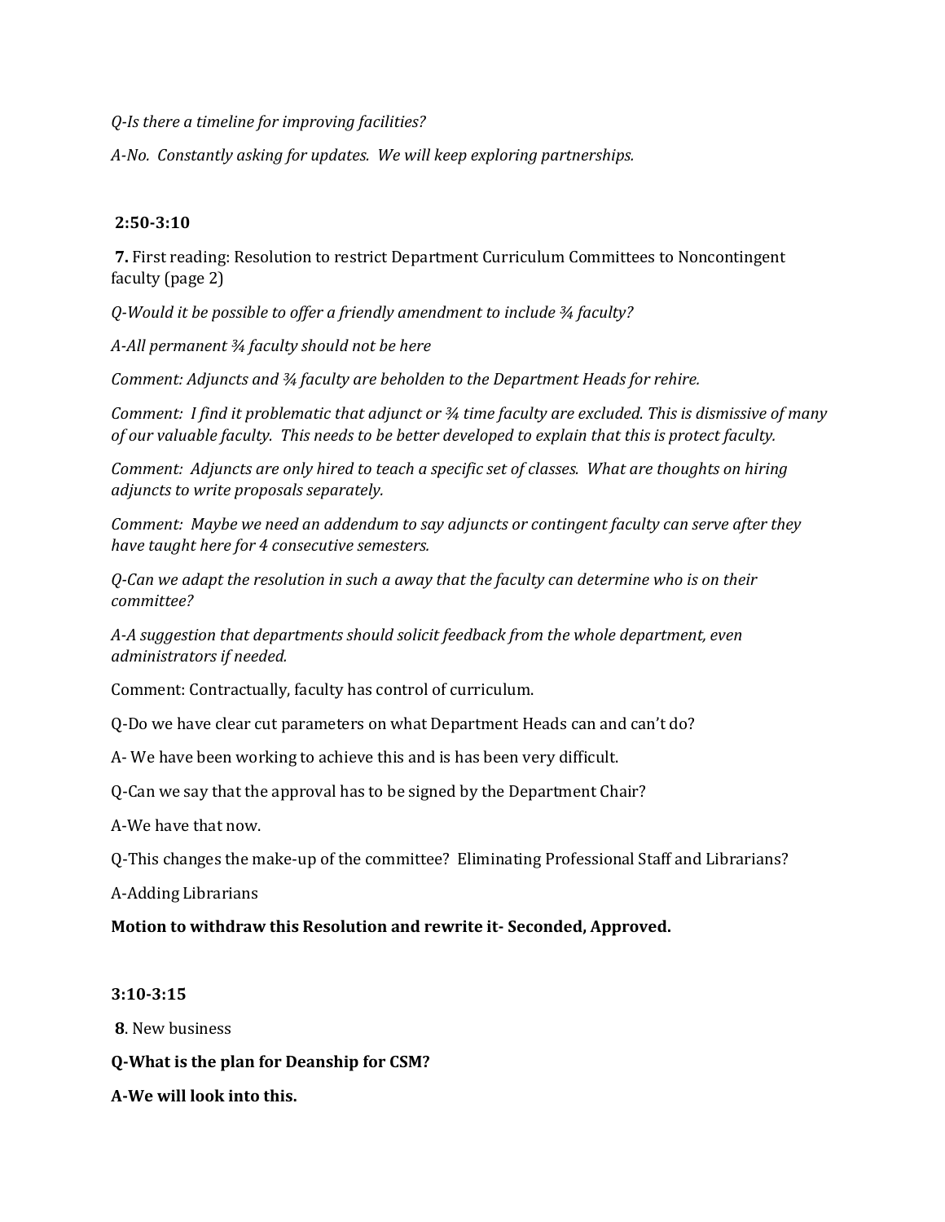*Q-Is there a timeline for improving facilities?*

*A-No. Constantly asking for updates. We will keep exploring partnerships.*

**2:50-3:10**

**7.** First reading: Resolution to restrict Department Curriculum Committees to Noncontingent faculty (page 2)

*Q-Would it be possible to offer a friendly amendment to include ¾ faculty?*

*A-All permanent ¾ faculty should not be here*

*Comment: Adjuncts and ¾ faculty are beholden to the Department Heads for rehire.*

*Comment: I find it problematic that adjunct or ¾ time faculty are excluded. This is dismissive of many of our valuable faculty. This needs to be better developed to explain that this is protect faculty.*

*Comment: Adjuncts are only hired to teach a specific set of classes. What are thoughts on hiring adjuncts to write proposals separately.*

*Comment: Maybe we need an addendum to say adjuncts or contingent faculty can serve after they have taught here for 4 consecutive semesters.*

*Q-Can we adapt the resolution in such a away that the faculty can determine who is on their committee?*

*A-A suggestion that departments should solicit feedback from the whole department, even administrators if needed.*

Comment: Contractually, faculty has control of curriculum.

Q-Do we have clear cut parameters on what Department Heads can and can't do?

A- We have been working to achieve this and is has been very difficult.

Q-Can we say that the approval has to be signed by the Department Chair?

A-We have that now.

Q-This changes the make-up of the committee? Eliminating Professional Staff and Librarians?

A-Adding Librarians

**Motion to withdraw this Resolution and rewrite it- Seconded, Approved.**

**3:10-3:15**

**8**. New business

**Q-What is the plan for Deanship for CSM?**

**A-We will look into this.**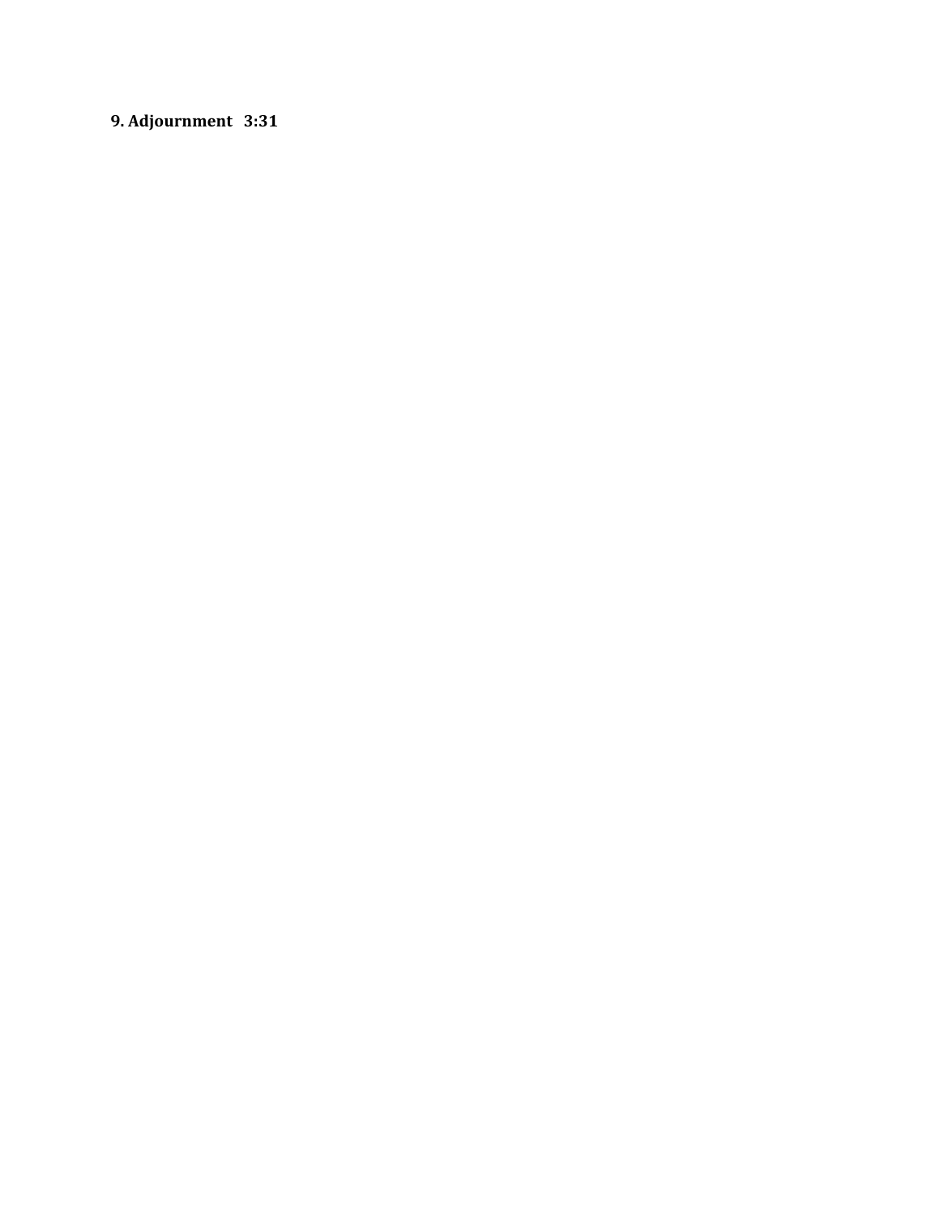**9. Adjournment 3:31**